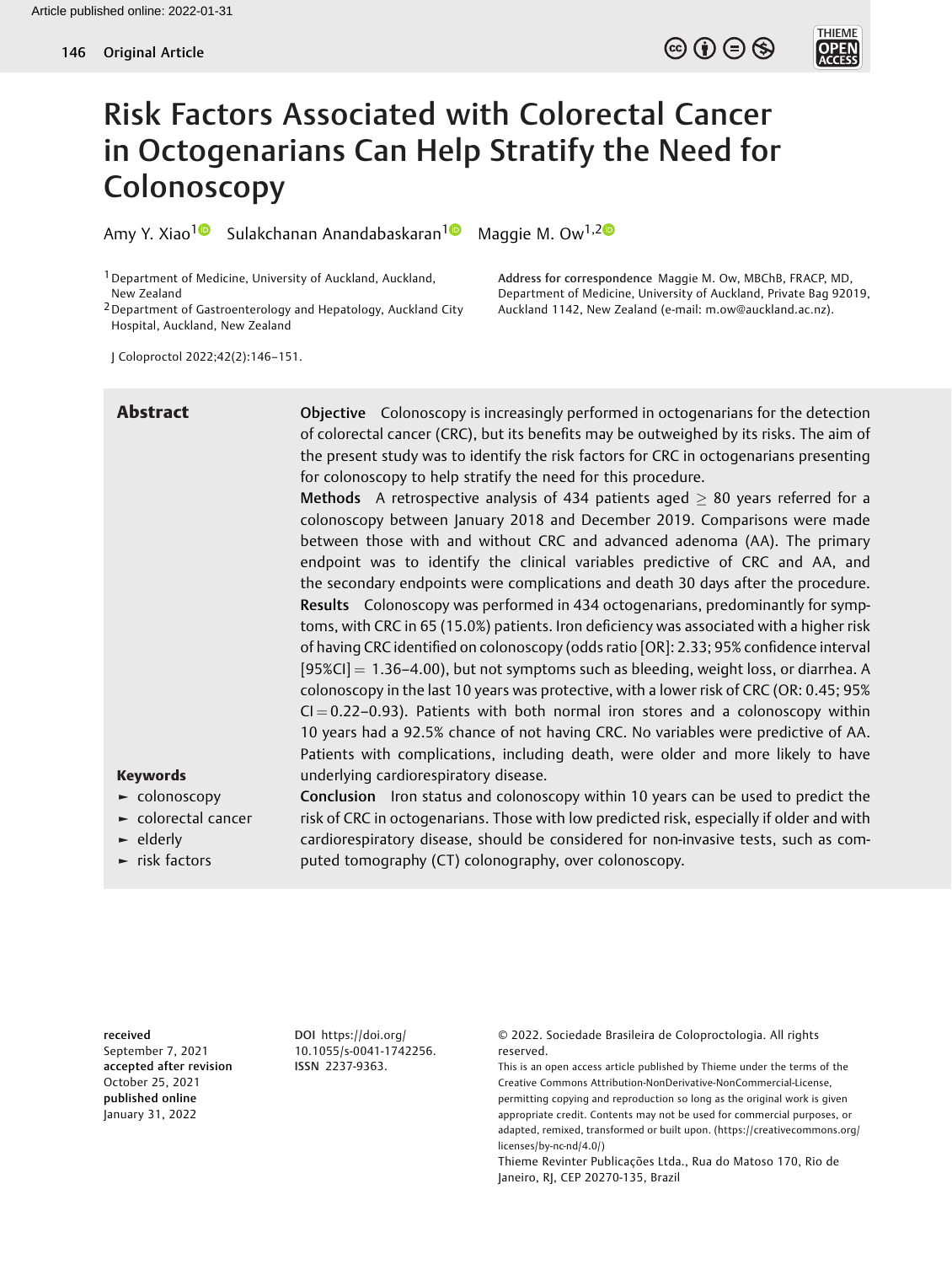# Risk Factors Associated with Colorectal Cancer in Octogenarians Can Help Stratify the Need for Colonoscopy

Amy Y. Xiao[1] Sulakchanan Anandabaskaran[1] Maggie M. Ow[1,2]

[1] Department of Medicine, University of Auckland, Auckland, New Zealand

[2] Department of Gastroenterology and Hepatology, Auckland City Hospital, Auckland, New Zealand

**Address for correspondence** Maggie M. Ow, MBChB, FRACP, MD, Department of Medicine, University of Auckland, Private Bag 92019, Auckland 1142, New Zealand (e-mail: m.ow@auckland.ac.nz).

J Coloproctol 2022;42(2):146–151.

## Abstract

**Objective** Colonoscopy is increasingly performed in octogenarians for the detection of colorectal cancer (CRC), but its benefits may be outweighed by its risks. The aim of the present study was to identify the risk factors for CRC in octogenarians presenting for colonoscopy to help stratify the need for this procedure.

**Methods** A retrospective analysis of 434 patients aged $\geq$ 80 years referred for a colonoscopy between January 2018 and December 2019. Comparisons were made between those with and without CRC and advanced adenoma (AA). The primary endpoint was to identify the clinical variables predictive of CRC and AA, and the secondary endpoints were complications and death 30 days after the procedure.

**Results** Colonoscopy was performed in 434 octogenarians, predominantly for symptoms, with CRC in 65 (15.0%) patients. Iron deficiency was associated with a higher risk of having CRC identified on colonoscopy (odds ratio [OR]: 2.33; 95% confidence interval [95%CI] = 1.36–4.00), but not symptoms such as bleeding, weight loss, or diarrhea. A colonoscopy in the last 10 years was protective, with a lower risk of CRC (OR: 0.45; 95% CI = 0.22–0.93). Patients with both normal iron stores and a colonoscopy within 10 years had a 92.5% chance of not having CRC. No variables were predictive of AA. Patients with complications, including death, were older and more likely to have underlying cardiorespiratory disease.

**Conclusion** Iron status and colonoscopy within 10 years can be used to predict the risk of CRC in octogenarians. Those with low predicted risk, especially if older and with cardiorespiratory disease, should be considered for non-invasive tests, such as computed tomography (CT) colonography, over colonoscopy.

**Keywords**
- colonoscopy
- colorectal cancer
- elderly
- risk factors

**received** September 7, 2021
**accepted after revision** October 25, 2021
**published online** January 31, 2022

**DOI** https://doi.org/10.1055/s-0041-1742256.
**ISSN** 2237-9363.

© 2022. Sociedade Brasileira de Coloproctologia. All rights reserved.

This is an open access article published by Thieme under the terms of the Creative Commons Attribution-NonDerivative-NonCommercial-License, permitting copying and reproduction so long as the original work is given appropriate credit. Contents may not be used for commercial purposes, or adapted, remixed, transformed or built upon. (https://creativecommons.org/licenses/by-nc-nd/4.0/)

Thieme Revinter Publicações Ltda., Rua do Matoso 170, Rio de Janeiro, RJ, CEP 20270-135, Brazil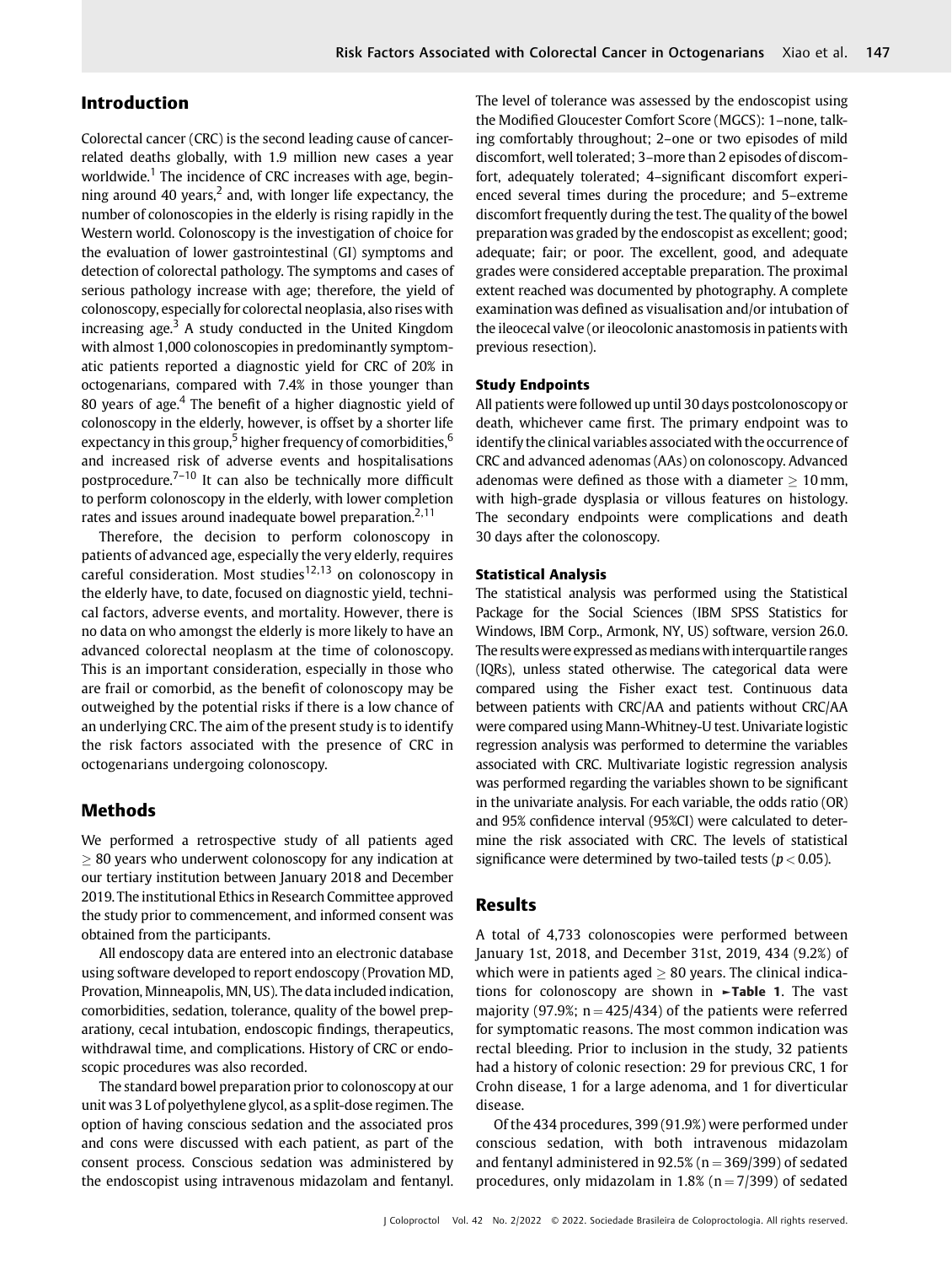## Introduction

Colorectal cancer (CRC) is the second leading cause of cancer-related deaths globally, with 1.9 million new cases a year worldwide.[1] The incidence of CRC increases with age, beginning around 40 years,[2] and, with longer life expectancy, the number of colonoscopies in the elderly is rising rapidly in the Western world. Colonoscopy is the investigation of choice for the evaluation of lower gastrointestinal (GI) symptoms and detection of colorectal pathology. The symptoms and cases of serious pathology increase with age; therefore, the yield of colonoscopy, especially for colorectal neoplasia, also rises with increasing age.[3] A study conducted in the United Kingdom with almost 1,000 colonoscopies in predominantly symptomatic patients reported a diagnostic yield for CRC of 20% in octogenarians, compared with 7.4% in those younger than 80 years of age.[4] The benefit of a higher diagnostic yield of colonoscopy in the elderly, however, is offset by a shorter life expectancy in this group,[5] higher frequency of comorbidities,[6] and increased risk of adverse events and hospitalisations postprocedure.[7–10] It can also be technically more difficult to perform colonoscopy in the elderly, with lower completion rates and issues around inadequate bowel preparation.[2,11]

Therefore, the decision to perform colonoscopy in patients of advanced age, especially the very elderly, requires careful consideration. Most studies[12,13] on colonoscopy in the elderly have, to date, focused on diagnostic yield, technical factors, adverse events, and mortality. However, there is no data on who amongst the elderly is more likely to have an advanced colorectal neoplasm at the time of colonoscopy. This is an important consideration, especially in those who are frail or comorbid, as the benefit of colonoscopy may be outweighed by the potential risks if there is a low chance of an underlying CRC. The aim of the present study is to identify the risk factors associated with the presence of CRC in octogenarians undergoing colonoscopy.

## Methods

We performed a retrospective study of all patients aged $\geq$ 80 years who underwent colonoscopy for any indication at our tertiary institution between January 2018 and December 2019. The institutional Ethics in Research Committee approved the study prior to commencement, and informed consent was obtained from the participants.

All endoscopy data are entered into an electronic database using software developed to report endoscopy (Provation MD, Provation, Minneapolis, MN, US). The data included indication, comorbidities, sedation, tolerance, quality of the bowel preparationy, cecal intubation, endoscopic findings, therapeutics, withdrawal time, and complications. History of CRC or endoscopic procedures was also recorded.

The standard bowel preparation prior to colonoscopy at our unit was 3 L of polyethylene glycol, as a split-dose regimen. The option of having conscious sedation and the associated pros and cons were discussed with each patient, as part of the consent process. Conscious sedation was administered by the endoscopist using intravenous midazolam and fentanyl. The level of tolerance was assessed by the endoscopist using the Modified Gloucester Comfort Score (MGCS): 1–none, talking comfortably throughout; 2–one or two episodes of mild discomfort, well tolerated; 3–more than 2 episodes of discomfort, adequately tolerated; 4–significant discomfort experienced several times during the procedure; and 5–extreme discomfort frequently during the test. The quality of the bowel preparation was graded by the endoscopist as excellent; good; adequate; fair; or poor. The excellent, good, and adequate grades were considered acceptable preparation. The proximal extent reached was documented by photography. A complete examination was defined as visualisation and/or intubation of the ileocecal valve (or ileocolonic anastomosis in patients with previous resection).

### Study Endpoints

All patients were followed up until 30 days postcolonoscopy or death, whichever came first. The primary endpoint was to identify the clinical variables associated with the occurrence of CRC and advanced adenomas (AAs) on colonoscopy. Advanced adenomas were defined as those with a diameter $\geq$ 10 mm, with high-grade dysplasia or villous features on histology. The secondary endpoints were complications and death 30 days after the colonoscopy.

### Statistical Analysis

The statistical analysis was performed using the Statistical Package for the Social Sciences (IBM SPSS Statistics for Windows, IBM Corp., Armonk, NY, US) software, version 26.0. The results were expressed as medians with interquartile ranges (IQRs), unless stated otherwise. The categorical data were compared using the Fisher exact test. Continuous data between patients with CRC/AA and patients without CRC/AA were compared using Mann-Whitney-U test. Univariate logistic regression analysis was performed to determine the variables associated with CRC. Multivariate logistic regression analysis was performed regarding the variables shown to be significant in the univariate analysis. For each variable, the odds ratio (OR) and 95% confidence interval (95%CI) were calculated to determine the risk associated with CRC. The levels of statistical significance were determined by two-tailed tests ($p < 0.05$).

## Results

A total of 4,733 colonoscopies were performed between January 1st, 2018, and December 31st, 2019, 434 (9.2%) of which were in patients aged $\geq$ 80 years. The clinical indications for colonoscopy are shown in ►**Table 1**. The vast majority (97.9%; n = 425/434) of the patients were referred for symptomatic reasons. The most common indication was rectal bleeding. Prior to inclusion in the study, 32 patients had a history of colonic resection: 29 for previous CRC, 1 for Crohn disease, 1 for a large adenoma, and 1 for diverticular disease.

Of the 434 procedures, 399 (91.9%) were performed under conscious sedation, with both intravenous midazolam and fentanyl administered in 92.5% (n = 369/399) of sedated procedures, only midazolam in 1.8% (n = 7/399) of sedated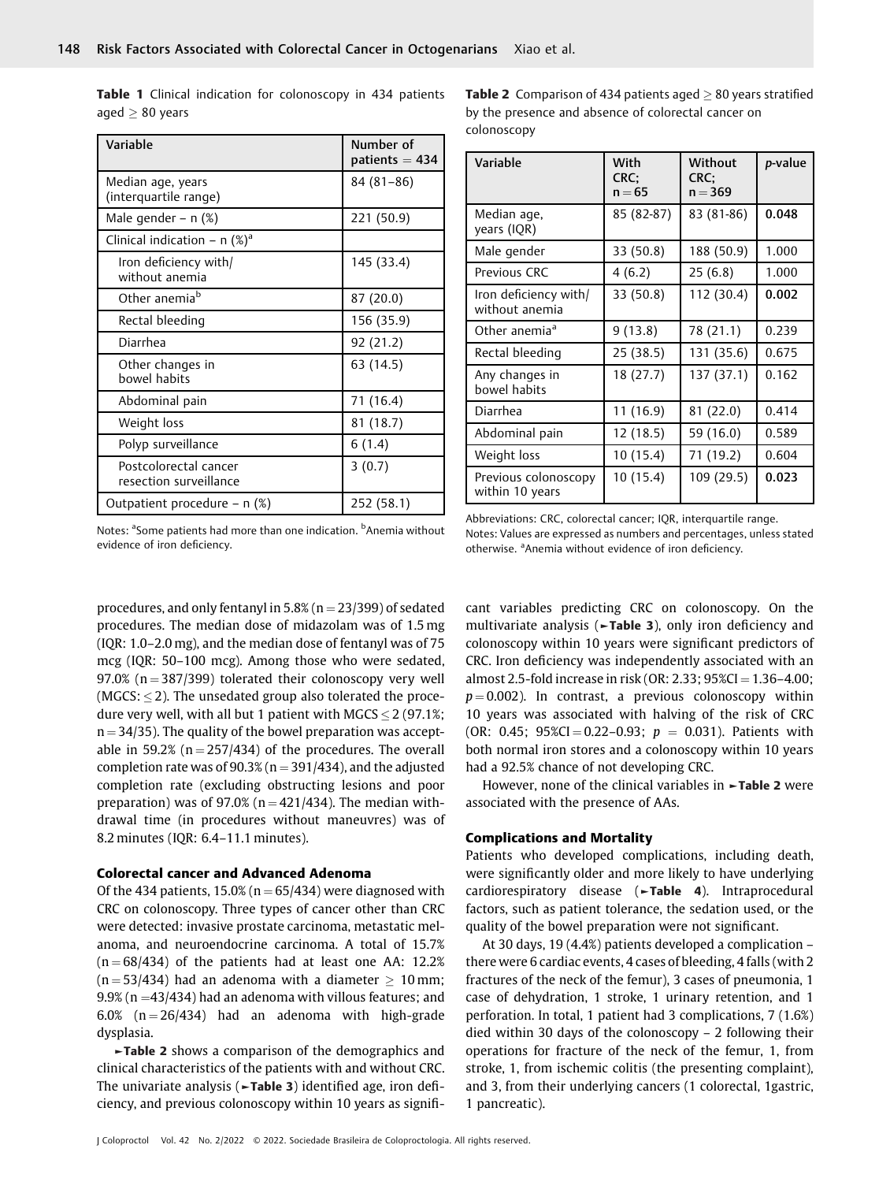**Table 1** Clinical indication for colonoscopy in 434 patients aged ≥ 80 years

| Variable | Number of patients = 434 |
|---|---|
| Median age, years (interquartile range) | 84 (81–86) |
| Male gender – n (%) | 221 (50.9) |
| Clinical indication – n (%)[a] | |
| Iron deficiency with/without anemia | 145 (33.4) |
| Other anemia[b] | 87 (20.0) |
| Rectal bleeding | 156 (35.9) |
| Diarrhea | 92 (21.2) |
| Other changes in bowel habits | 63 (14.5) |
| Abdominal pain | 71 (16.4) |
| Weight loss | 81 (18.7) |
| Polyp surveillance | 6 (1.4) |
| Postcolorectal cancer resection surveillance | 3 (0.7) |
| Outpatient procedure – n (%) | 252 (58.1) |

Notes: [a]Some patients had more than one indication. [b]Anemia without evidence of iron deficiency.

**Table 2** Comparison of 434 patients aged ≥ 80 years stratified by the presence and absence of colorectal cancer on colonoscopy

| Variable | With CRC; n = 65 | Without CRC; n = 369 | *p*-value |
|---|---|---|---|
| Median age, years (IQR) | 85 (82-87) | 83 (81-86) | **0.048** |
| Male gender | 33 (50.8) | 188 (50.9) | 1.000 |
| Previous CRC | 4 (6.2) | 25 (6.8) | 1.000 |
| Iron deficiency with/without anemia | 33 (50.8) | 112 (30.4) | **0.002** |
| Other anemia[a] | 9 (13.8) | 78 (21.1) | 0.239 |
| Rectal bleeding | 25 (38.5) | 131 (35.6) | 0.675 |
| Any changes in bowel habits | 18 (27.7) | 137 (37.1) | 0.162 |
| Diarrhea | 11 (16.9) | 81 (22.0) | 0.414 |
| Abdominal pain | 12 (18.5) | 59 (16.0) | 0.589 |
| Weight loss | 10 (15.4) | 71 (19.2) | 0.604 |
| Previous colonoscopy within 10 years | 10 (15.4) | 109 (29.5) | **0.023** |

Abbreviations: CRC, colorectal cancer; IQR, interquartile range.
Notes: Values are expressed as numbers and percentages, unless stated otherwise. [a]Anemia without evidence of iron deficiency.

procedures, and only fentanyl in 5.8% (n = 23/399) of sedated procedures. The median dose of midazolam was of 1.5 mg (IQR: 1.0–2.0 mg), and the median dose of fentanyl was of 75 mcg (IQR: 50–100 mcg). Among those who were sedated, 97.0% (n = 387/399) tolerated their colonoscopy very well (MGCS: ≤ 2). The unsedated group also tolerated the procedure very well, with all but 1 patient with MGCS ≤ 2 (97.1%; n = 34/35). The quality of the bowel preparation was acceptable in 59.2% (n = 257/434) of the procedures. The overall completion rate was of 90.3% (n = 391/434), and the adjusted completion rate (excluding obstructing lesions and poor preparation) was of 97.0% (n = 421/434). The median withdrawal time (in procedures without maneuvres) was of 8.2 minutes (IQR: 6.4–11.1 minutes).

### Colorectal cancer and Advanced Adenoma

Of the 434 patients, 15.0% (n = 65/434) were diagnosed with CRC on colonoscopy. Three types of cancer other than CRC were detected: invasive prostate carcinoma, metastatic melanoma, and neuroendocrine carcinoma. A total of 15.7% (n = 68/434) of the patients had at least one AA: 12.2% (n = 53/434) had an adenoma with a diameter ≥ 10 mm; 9.9% (n = 43/434) had an adenoma with villous features; and 6.0% (n = 26/434) had an adenoma with high-grade dysplasia.

►**Table 2** shows a comparison of the demographics and clinical characteristics of the patients with and without CRC. The univariate analysis (►**Table 3**) identified age, iron deficiency, and previous colonoscopy within 10 years as significant variables predicting CRC on colonoscopy. On the multivariate analysis (►**Table 3**), only iron deficiency and colonoscopy within 10 years were significant predictors of CRC. Iron deficiency was independently associated with an almost 2.5-fold increase in risk (OR: 2.33; 95%CI = 1.36–4.00; $p = 0.002$). In contrast, a previous colonoscopy within 10 years was associated with halving of the risk of CRC (OR: 0.45; 95%CI = 0.22–0.93; $p = 0.031$). Patients with both normal iron stores and a colonoscopy within 10 years had a 92.5% chance of not developing CRC.

However, none of the clinical variables in ►**Table 2** were associated with the presence of AAs.

### Complications and Mortality

Patients who developed complications, including death, were significantly older and more likely to have underlying cardiorespiratory disease (►**Table 4**). Intraprocedural factors, such as patient tolerance, the sedation used, or the quality of the bowel preparation were not significant.

At 30 days, 19 (4.4%) patients developed a complication – there were 6 cardiac events, 4 cases of bleeding, 4 falls (with 2 fractures of the neck of the femur), 3 cases of pneumonia, 1 case of dehydration, 1 stroke, 1 urinary retention, and 1 perforation. In total, 1 patient had 3 complications, 7 (1.6%) died within 30 days of the colonoscopy – 2 following their operations for fracture of the neck of the femur, 1, from stroke, 1, from ischemic colitis (the presenting complaint), and 3, from their underlying cancers (1 colorectal, 1gastric, 1 pancreatic).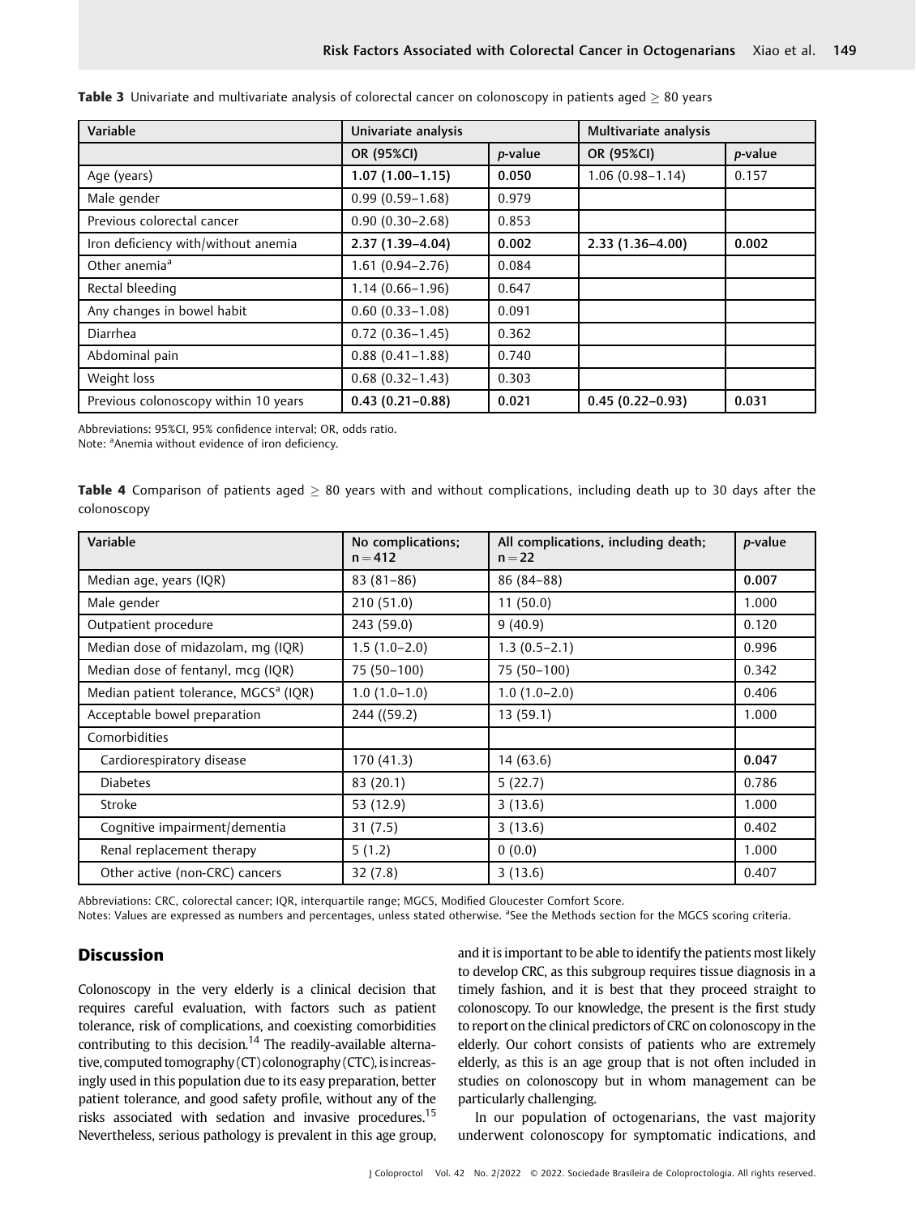**Table 3** Univariate and multivariate analysis of colorectal cancer on colonoscopy in patients aged ≥ 80 years

| Variable | Univariate analysis | | Multivariate analysis | |
|---|---|---|---|---|
| | OR (95%CI) | *p*-value | OR (95%CI) | *p*-value |
| Age (years) | **1.07 (1.00–1.15)** | **0.050** | 1.06 (0.98–1.14) | 0.157 |
| Male gender | 0.99 (0.59–1.68) | 0.979 | | |
| Previous colorectal cancer | 0.90 (0.30–2.68) | 0.853 | | |
| Iron deficiency with/without anemia | **2.37 (1.39–4.04)** | **0.002** | **2.33 (1.36–4.00)** | **0.002** |
| Other anemia[a] | 1.61 (0.94–2.76) | 0.084 | | |
| Rectal bleeding | 1.14 (0.66–1.96) | 0.647 | | |
| Any changes in bowel habit | 0.60 (0.33–1.08) | 0.091 | | |
| Diarrhea | 0.72 (0.36–1.45) | 0.362 | | |
| Abdominal pain | 0.88 (0.41–1.88) | 0.740 | | |
| Weight loss | 0.68 (0.32–1.43) | 0.303 | | |
| Previous colonoscopy within 10 years | **0.43 (0.21–0.88)** | **0.021** | **0.45 (0.22–0.93)** | **0.031** |

Abbreviations: 95%CI, 95% confidence interval; OR, odds ratio.
Note: [a]Anemia without evidence of iron deficiency.

**Table 4** Comparison of patients aged ≥ 80 years with and without complications, including death up to 30 days after the colonoscopy

| Variable | No complications; n = 412 | All complications, including death; n = 22 | *p*-value |
|---|---|---|---|
| Median age, years (IQR) | 83 (81–86) | 86 (84–88) | **0.007** |
| Male gender | 210 (51.0) | 11 (50.0) | 1.000 |
| Outpatient procedure | 243 (59.0) | 9 (40.9) | 0.120 |
| Median dose of midazolam, mg (IQR) | 1.5 (1.0–2.0) | 1.3 (0.5–2.1) | 0.996 |
| Median dose of fentanyl, mcg (IQR) | 75 (50–100) | 75 (50–100) | 0.342 |
| Median patient tolerance, MGCS[a] (IQR) | 1.0 (1.0–1.0) | 1.0 (1.0–2.0) | 0.406 |
| Acceptable bowel preparation | 244 ((59.2) | 13 (59.1) | 1.000 |
| Comorbidities | | | |
| Cardiorespiratory disease | 170 (41.3) | 14 (63.6) | **0.047** |
| Diabetes | 83 (20.1) | 5 (22.7) | 0.786 |
| Stroke | 53 (12.9) | 3 (13.6) | 1.000 |
| Cognitive impairment/dementia | 31 (7.5) | 3 (13.6) | 0.402 |
| Renal replacement therapy | 5 (1.2) | 0 (0.0) | 1.000 |
| Other active (non-CRC) cancers | 32 (7.8) | 3 (13.6) | 0.407 |

Abbreviations: CRC, colorectal cancer; IQR, interquartile range; MGCS, Modified Gloucester Comfort Score.
Notes: Values are expressed as numbers and percentages, unless stated otherwise. [a]See the Methods section for the MGCS scoring criteria.

## Discussion

Colonoscopy in the very elderly is a clinical decision that requires careful evaluation, with factors such as patient tolerance, risk of complications, and coexisting comorbidities contributing to this decision.[14] The readily-available alternative, computed tomography (CT) colonography (CTC), is increasingly used in this population due to its easy preparation, better patient tolerance, and good safety profile, without any of the risks associated with sedation and invasive procedures.[15] Nevertheless, serious pathology is prevalent in this age group, and it is important to be able to identify the patients most likely to develop CRC, as this subgroup requires tissue diagnosis in a timely fashion, and it is best that they proceed straight to colonoscopy. To our knowledge, the present is the first study to report on the clinical predictors of CRC on colonoscopy in the elderly. Our cohort consists of patients who are extremely elderly, as this is an age group that is not often included in studies on colonoscopy but in whom management can be particularly challenging.

In our population of octogenarians, the vast majority underwent colonoscopy for symptomatic indications, and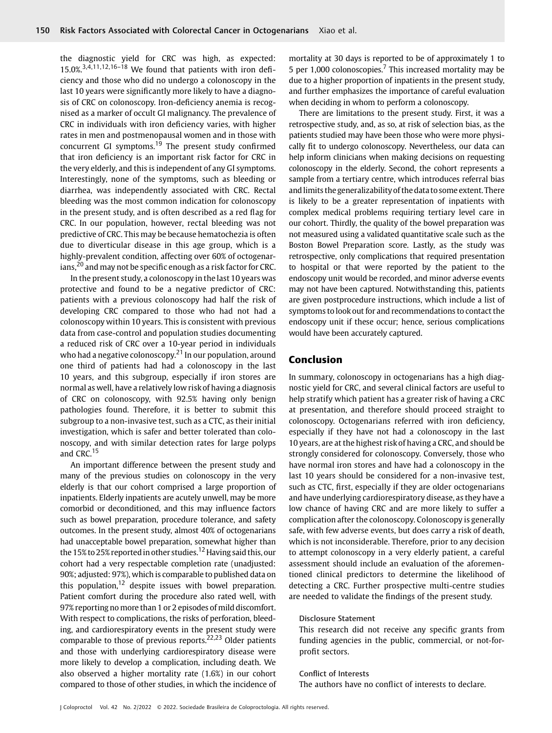the diagnostic yield for CRC was high, as expected: 15.0%.[3,4,11,12,16–18] We found that patients with iron deficiency and those who did no undergo a colonoscopy in the last 10 years were significantly more likely to have a diagnosis of CRC on colonoscopy. Iron-deficiency anemia is recognised as a marker of occult GI malignancy. The prevalence of CRC in individuals with iron deficiency varies, with higher rates in men and postmenopausal women and in those with concurrent GI symptoms.[19] The present study confirmed that iron deficiency is an important risk factor for CRC in the very elderly, and this is independent of any GI symptoms. Interestingly, none of the symptoms, such as bleeding or diarrhea, was independently associated with CRC. Rectal bleeding was the most common indication for colonoscopy in the present study, and is often described as a red flag for CRC. In our population, however, rectal bleeding was not predictive of CRC. This may be because hematochezia is often due to diverticular disease in this age group, which is a highly-prevalent condition, affecting over 60% of octogenarians,[20] and may not be specific enough as a risk factor for CRC.

In the present study, a colonoscopy in the last 10 years was protective and found to be a negative predictor of CRC: patients with a previous colonoscopy had half the risk of developing CRC compared to those who had not had a colonoscopy within 10 years. This is consistent with previous data from case-control and population studies documenting a reduced risk of CRC over a 10-year period in individuals who had a negative colonoscopy.[21] In our population, around one third of patients had had a colonoscopy in the last 10 years, and this subgroup, especially if iron stores are normal as well, have a relatively low risk of having a diagnosis of CRC on colonoscopy, with 92.5% having only benign pathologies found. Therefore, it is better to submit this subgroup to a non-invasive test, such as a CTC, as their initial investigation, which is safer and better tolerated than colonoscopy, and with similar detection rates for large polyps and CRC.[15]

An important difference between the present study and many of the previous studies on colonoscopy in the very elderly is that our cohort comprised a large proportion of inpatients. Elderly inpatients are acutely unwell, may be more comorbid or deconditioned, and this may influence factors such as bowel preparation, procedure tolerance, and safety outcomes. In the present study, almost 40% of octogenarians had unacceptable bowel preparation, somewhat higher than the 15% to 25% reported in other studies.[12] Having said this, our cohort had a very respectable completion rate (unadjusted: 90%; adjusted: 97%), which is comparable to published data on this population,[12] despite issues with bowel preparation. Patient comfort during the procedure also rated well, with 97% reporting no more than 1 or 2 episodes of mild discomfort. With respect to complications, the risks of perforation, bleeding, and cardiorespiratory events in the present study were comparable to those of previous reports.[22,23] Older patients and those with underlying cardiorespiratory disease were more likely to develop a complication, including death. We also observed a higher mortality rate (1.6%) in our cohort compared to those of other studies, in which the incidence of mortality at 30 days is reported to be of approximately 1 to 5 per 1,000 colonoscopies.[7] This increased mortality may be due to a higher proportion of inpatients in the present study, and further emphasizes the importance of careful evaluation when deciding in whom to perform a colonoscopy.

There are limitations to the present study. First, it was a retrospective study, and, as so, at risk of selection bias, as the patients studied may have been those who were more physically fit to undergo colonoscopy. Nevertheless, our data can help inform clinicians when making decisions on requesting colonoscopy in the elderly. Second, the cohort represents a sample from a tertiary centre, which introduces referral bias and limits the generalizability of the data to some extent. There is likely to be a greater representation of inpatients with complex medical problems requiring tertiary level care in our cohort. Thirdly, the quality of the bowel preparation was not measured using a validated quantitative scale such as the Boston Bowel Preparation score. Lastly, as the study was retrospective, only complications that required presentation to hospital or that were reported by the patient to the endoscopy unit would be recorded, and minor adverse events may not have been captured. Notwithstanding this, patients are given postprocedure instructions, which include a list of symptoms to look out for and recommendations to contact the endoscopy unit if these occur; hence, serious complications would have been accurately captured.

## Conclusion

In summary, colonoscopy in octogenarians has a high diagnostic yield for CRC, and several clinical factors are useful to help stratify which patient has a greater risk of having a CRC at presentation, and therefore should proceed straight to colonoscopy. Octogenarians referred with iron deficiency, especially if they have not had a colonoscopy in the last 10 years, are at the highest risk of having a CRC, and should be strongly considered for colonoscopy. Conversely, those who have normal iron stores and have had a colonoscopy in the last 10 years should be considered for a non-invasive test, such as CTC, first, especially if they are older octogenarians and have underlying cardiorespiratory disease, as they have a low chance of having CRC and are more likely to suffer a complication after the colonoscopy. Colonoscopy is generally safe, with few adverse events, but does carry a risk of death, which is not inconsiderable. Therefore, prior to any decision to attempt colonoscopy in a very elderly patient, a careful assessment should include an evaluation of the aforementioned clinical predictors to determine the likelihood of detecting a CRC. Further prospective multi-centre studies are needed to validate the findings of the present study.

**Disclosure Statement**

This research did not receive any specific grants from funding agencies in the public, commercial, or not-for-profit sectors.

**Conflict of Interests**

The authors have no conflict of interests to declare.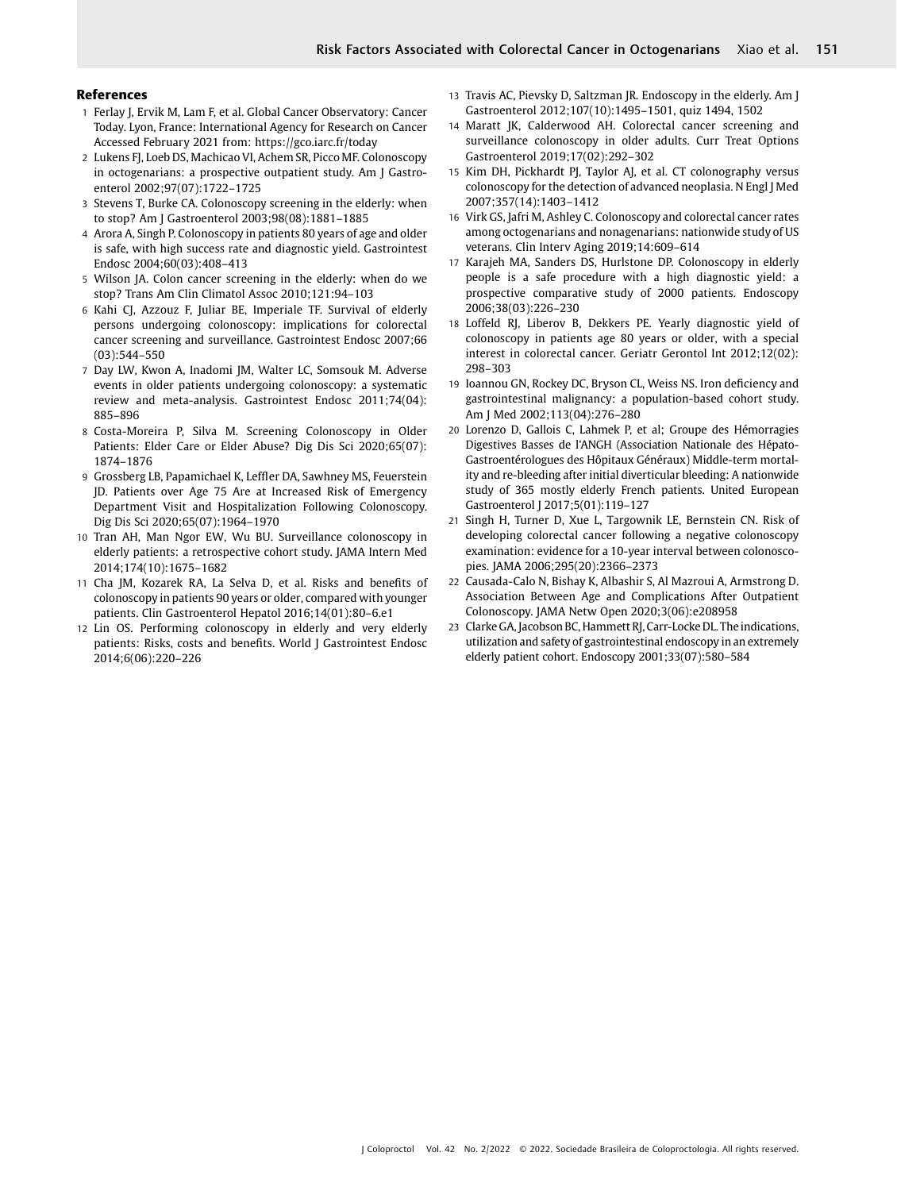## References

1. Ferlay J, Ervik M, Lam F, et al. Global Cancer Observatory: Cancer Today. Lyon, France: International Agency for Research on Cancer Accessed February 2021 from: https://gco.iarc.fr/today
2. Lukens FJ, Loeb DS, Machicao VI, Achem SR, Picco MF. Colonoscopy in octogenarians: a prospective outpatient study. Am J Gastroenterol 2002;97(07):1722–1725
3. Stevens T, Burke CA. Colonoscopy screening in the elderly: when to stop? Am J Gastroenterol 2003;98(08):1881–1885
4. Arora A, Singh P. Colonoscopy in patients 80 years of age and older is safe, with high success rate and diagnostic yield. Gastrointest Endosc 2004;60(03):408–413
5. Wilson JA. Colon cancer screening in the elderly: when do we stop? Trans Am Clin Climatol Assoc 2010;121:94–103
6. Kahi CJ, Azzouz F, Juliar BE, Imperiale TF. Survival of elderly persons undergoing colonoscopy: implications for colorectal cancer screening and surveillance. Gastrointest Endosc 2007;66(03):544–550
7. Day LW, Kwon A, Inadomi JM, Walter LC, Somsouk M. Adverse events in older patients undergoing colonoscopy: a systematic review and meta-analysis. Gastrointest Endosc 2011;74(04):885–896
8. Costa-Moreira P, Silva M. Screening Colonoscopy in Older Patients: Elder Care or Elder Abuse? Dig Dis Sci 2020;65(07):1874–1876
9. Grossberg LB, Papamichael K, Leffler DA, Sawhney MS, Feuerstein JD. Patients over Age 75 Are at Increased Risk of Emergency Department Visit and Hospitalization Following Colonoscopy. Dig Dis Sci 2020;65(07):1964–1970
10. Tran AH, Man Ngor EW, Wu BU. Surveillance colonoscopy in elderly patients: a retrospective cohort study. JAMA Intern Med 2014;174(10):1675–1682
11. Cha JM, Kozarek RA, La Selva D, et al. Risks and benefits of colonoscopy in patients 90 years or older, compared with younger patients. Clin Gastroenterol Hepatol 2016;14(01):80–6.e1
12. Lin OS. Performing colonoscopy in elderly and very elderly patients: Risks, costs and benefits. World J Gastrointest Endosc 2014;6(06):220–226
13. Travis AC, Pievsky D, Saltzman JR. Endoscopy in the elderly. Am J Gastroenterol 2012;107(10):1495–1501, quiz 1494, 1502
14. Maratt JK, Calderwood AH. Colorectal cancer screening and surveillance colonoscopy in older adults. Curr Treat Options Gastroenterol 2019;17(02):292–302
15. Kim DH, Pickhardt PJ, Taylor AJ, et al. CT colonography versus colonoscopy for the detection of advanced neoplasia. N Engl J Med 2007;357(14):1403–1412
16. Virk GS, Jafri M, Ashley C. Colonoscopy and colorectal cancer rates among octogenarians and nonagenarians: nationwide study of US veterans. Clin Interv Aging 2019;14:609–614
17. Karajeh MA, Sanders DS, Hurlstone DP. Colonoscopy in elderly people is a safe procedure with a high diagnostic yield: a prospective comparative study of 2000 patients. Endoscopy 2006;38(03):226–230
18. Loffeld RJ, Liberov B, Dekkers PE. Yearly diagnostic yield of colonoscopy in patients age 80 years or older, with a special interest in colorectal cancer. Geriatr Gerontol Int 2012;12(02):298–303
19. Ioannou GN, Rockey DC, Bryson CL, Weiss NS. Iron deficiency and gastrointestinal malignancy: a population-based cohort study. Am J Med 2002;113(04):276–280
20. Lorenzo D, Gallois C, Lahmek P, et al; Groupe des Hémorragies Digestives Basses de l'ANGH (Association Nationale des Hépato-Gastroentérologues des Hôpitaux Généraux) Middle-term mortality and re-bleeding after initial diverticular bleeding: A nationwide study of 365 mostly elderly French patients. United European Gastroenterol J 2017;5(01):119–127
21. Singh H, Turner D, Xue L, Targownik LE, Bernstein CN. Risk of developing colorectal cancer following a negative colonoscopy examination: evidence for a 10-year interval between colonoscopies. JAMA 2006;295(20):2366–2373
22. Causada-Calo N, Bishay K, Albashir S, Al Mazroui A, Armstrong D. Association Between Age and Complications After Outpatient Colonoscopy. JAMA Netw Open 2020;3(06):e208958
23. Clarke GA, Jacobson BC, Hammett RJ, Carr-Locke DL. The indications, utilization and safety of gastrointestinal endoscopy in an extremely elderly patient cohort. Endoscopy 2001;33(07):580–584